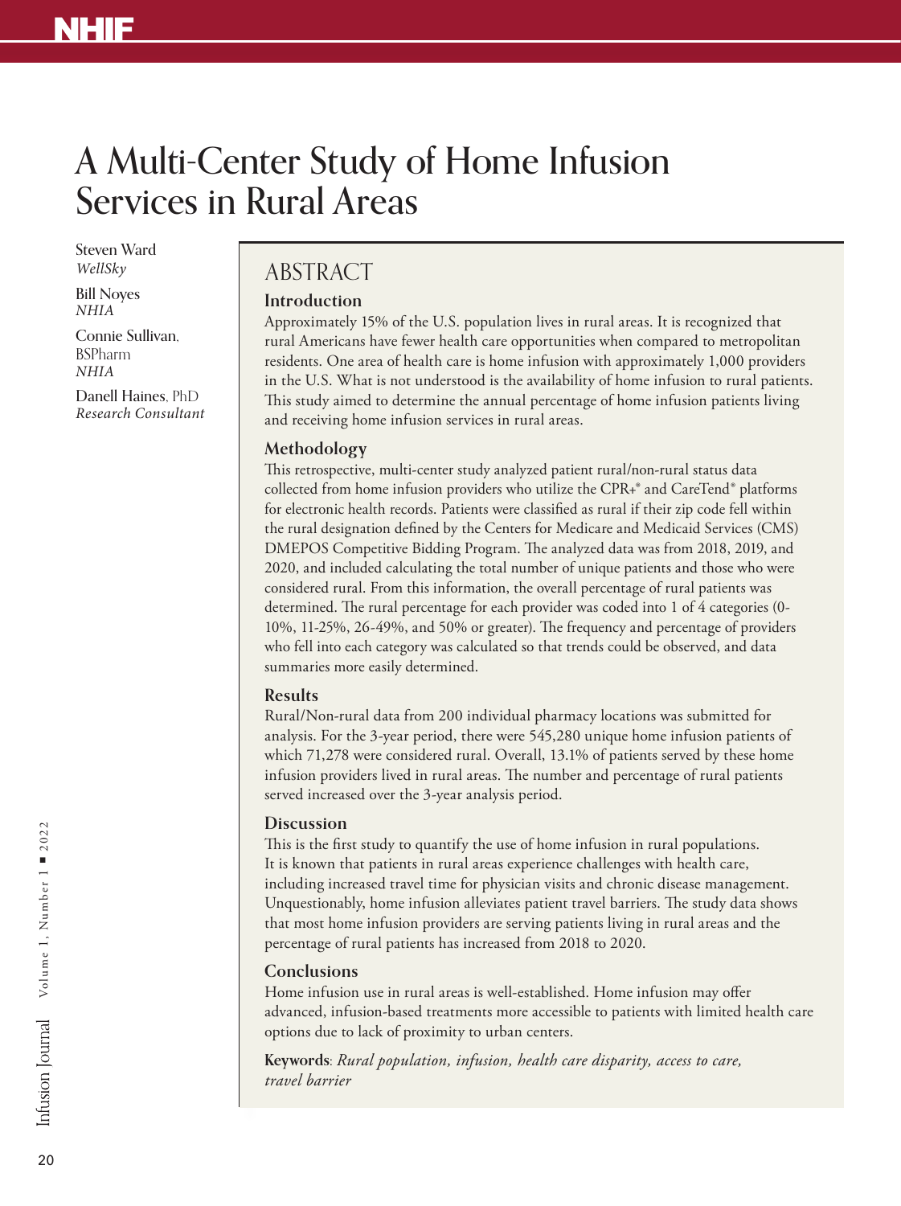# A Multi-Center Study of Home Infusion Services in Rural Areas

Steven Ward
*WellSky*

Bill Noyes
*NHIA*

Connie Sullivan, BSPharm
*NHIA*

Danell Haines, PhD
*Research Consultant*

## ABSTRACT

### Introduction

Approximately 15% of the U.S. population lives in rural areas. It is recognized that rural Americans have fewer health care opportunities when compared to metropolitan residents. One area of health care is home infusion with approximately 1,000 providers in the U.S. What is not understood is the availability of home infusion to rural patients. This study aimed to determine the annual percentage of home infusion patients living and receiving home infusion services in rural areas.

### Methodology

This retrospective, multi-center study analyzed patient rural/non-rural status data collected from home infusion providers who utilize the CPR+® and CareTend® platforms for electronic health records. Patients were classified as rural if their zip code fell within the rural designation defined by the Centers for Medicare and Medicaid Services (CMS) DMEPOS Competitive Bidding Program. The analyzed data was from 2018, 2019, and 2020, and included calculating the total number of unique patients and those who were considered rural. From this information, the overall percentage of rural patients was determined. The rural percentage for each provider was coded into 1 of 4 categories (0-10%, 11-25%, 26-49%, and 50% or greater). The frequency and percentage of providers who fell into each category was calculated so that trends could be observed, and data summaries more easily determined.

### Results

Rural/Non-rural data from 200 individual pharmacy locations was submitted for analysis. For the 3-year period, there were 545,280 unique home infusion patients of which 71,278 were considered rural. Overall, 13.1% of patients served by these home infusion providers lived in rural areas. The number and percentage of rural patients served increased over the 3-year analysis period.

### Discussion

This is the first study to quantify the use of home infusion in rural populations. It is known that patients in rural areas experience challenges with health care, including increased travel time for physician visits and chronic disease management. Unquestionably, home infusion alleviates patient travel barriers. The study data shows that most home infusion providers are serving patients living in rural areas and the percentage of rural patients has increased from 2018 to 2020.

### Conclusions

Home infusion use in rural areas is well-established. Home infusion may offer advanced, infusion-based treatments more accessible to patients with limited health care options due to lack of proximity to urban centers.

**Keywords**: *Rural population, infusion, health care disparity, access to care, travel barrier*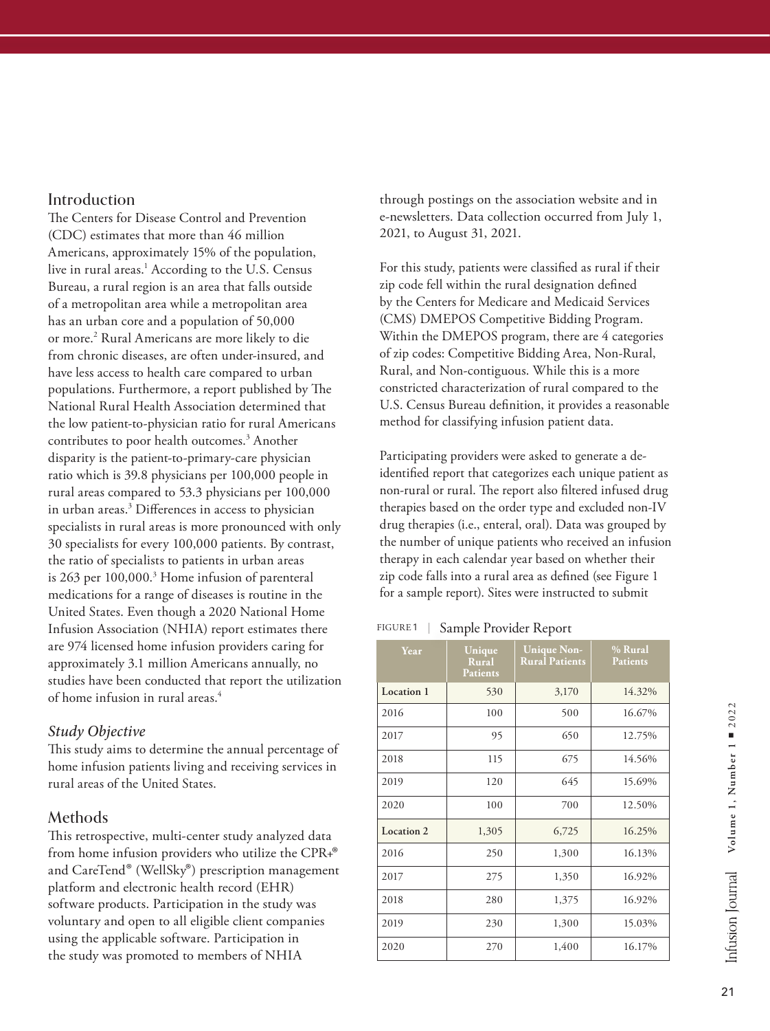## Introduction

The Centers for Disease Control and Prevention (CDC) estimates that more than 46 million Americans, approximately 15% of the population, live in rural areas.[1] According to the U.S. Census Bureau, a rural region is an area that falls outside of a metropolitan area while a metropolitan area has an urban core and a population of 50,000 or more.[2] Rural Americans are more likely to die from chronic diseases, are often under-insured, and have less access to health care compared to urban populations. Furthermore, a report published by The National Rural Health Association determined that the low patient-to-physician ratio for rural Americans contributes to poor health outcomes.[3] Another disparity is the patient-to-primary-care physician ratio which is 39.8 physicians per 100,000 people in rural areas compared to 53.3 physicians per 100,000 in urban areas.[3] Differences in access to physician specialists in rural areas is more pronounced with only 30 specialists for every 100,000 patients. By contrast, the ratio of specialists to patients in urban areas is 263 per 100,000.[3] Home infusion of parenteral medications for a range of diseases is routine in the United States. Even though a 2020 National Home Infusion Association (NHIA) report estimates there are 974 licensed home infusion providers caring for approximately 3.1 million Americans annually, no studies have been conducted that report the utilization of home infusion in rural areas.[4]

### *Study Objective*

This study aims to determine the annual percentage of home infusion patients living and receiving services in rural areas of the United States.

## Methods

This retrospective, multi-center study analyzed data from home infusion providers who utilize the CPR+® and CareTend® (WellSky®) prescription management platform and electronic health record (EHR) software products. Participation in the study was voluntary and open to all eligible client companies using the applicable software. Participation in the study was promoted to members of NHIA through postings on the association website and in e-newsletters. Data collection occurred from July 1, 2021, to August 31, 2021.

For this study, patients were classified as rural if their zip code fell within the rural designation defined by the Centers for Medicare and Medicaid Services (CMS) DMEPOS Competitive Bidding Program. Within the DMEPOS program, there are 4 categories of zip codes: Competitive Bidding Area, Non-Rural, Rural, and Non-contiguous. While this is a more constricted characterization of rural compared to the U.S. Census Bureau definition, it provides a reasonable method for classifying infusion patient data.

Participating providers were asked to generate a de-identified report that categorizes each unique patient as non-rural or rural. The report also filtered infused drug therapies based on the order type and excluded non-IV drug therapies (i.e., enteral, oral). Data was grouped by the number of unique patients who received an infusion therapy in each calendar year based on whether their zip code falls into a rural area as defined (see Figure 1 for a sample report). Sites were instructed to submit

FIGURE 1 | Sample Provider Report

| Year | Unique Rural Patients | Unique Non-Rural Patients | % Rural Patients |
|---|---|---|---|
| **Location 1** | 530 | 3,170 | 14.32% |
| 2016 | 100 | 500 | 16.67% |
| 2017 | 95 | 650 | 12.75% |
| 2018 | 115 | 675 | 14.56% |
| 2019 | 120 | 645 | 15.69% |
| 2020 | 100 | 700 | 12.50% |
| **Location 2** | 1,305 | 6,725 | 16.25% |
| 2016 | 250 | 1,300 | 16.13% |
| 2017 | 275 | 1,350 | 16.92% |
| 2018 | 280 | 1,375 | 16.92% |
| 2019 | 230 | 1,300 | 15.03% |
| 2020 | 270 | 1,400 | 16.17% |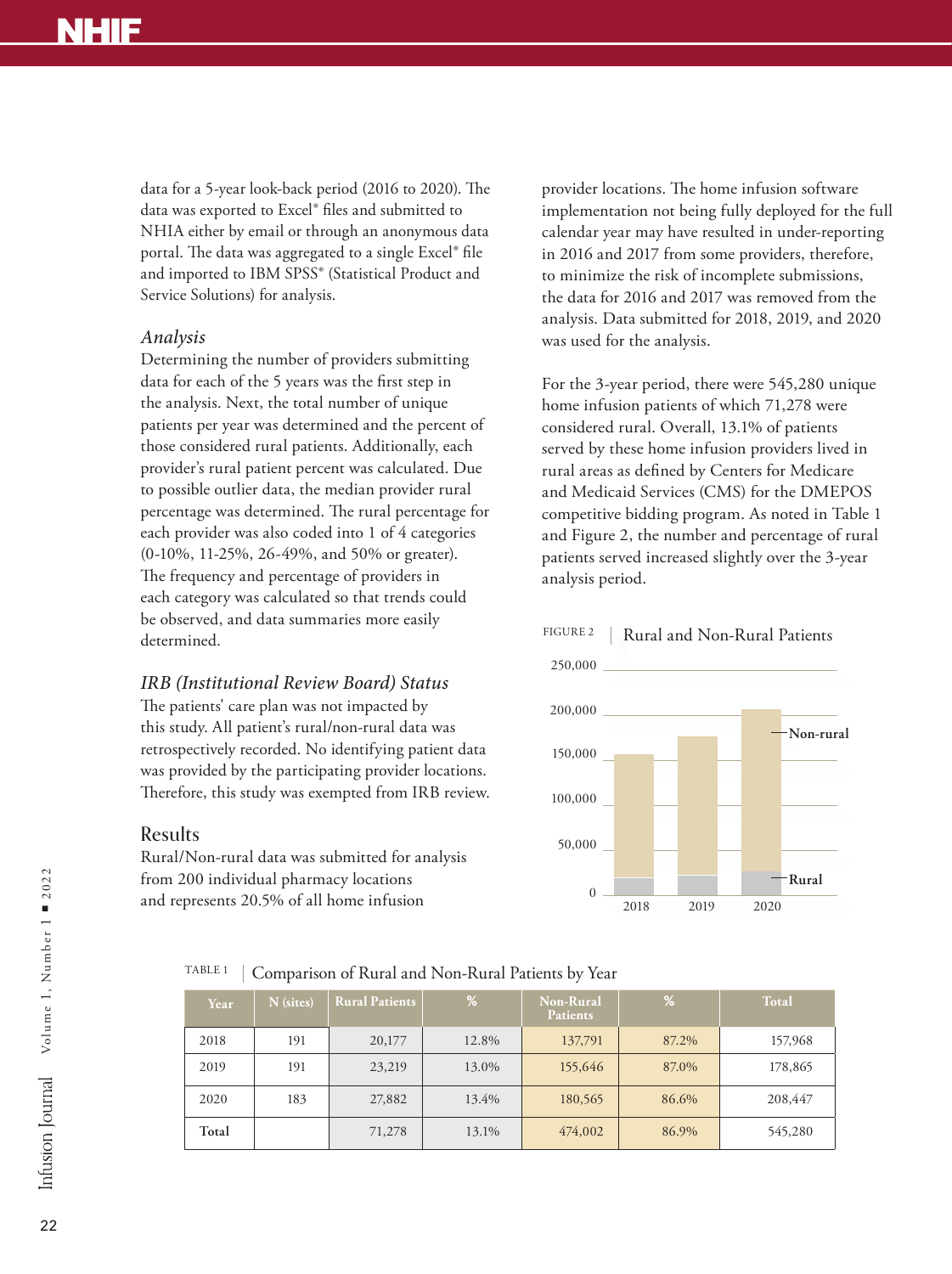data for a 5-year look-back period (2016 to 2020). The data was exported to Excel® files and submitted to NHIA either by email or through an anonymous data portal. The data was aggregated to a single Excel® file and imported to IBM SPSS® (Statistical Product and Service Solutions) for analysis.

### *Analysis*

Determining the number of providers submitting data for each of the 5 years was the first step in the analysis. Next, the total number of unique patients per year was determined and the percent of those considered rural patients. Additionally, each provider's rural patient percent was calculated. Due to possible outlier data, the median provider rural percentage was determined. The rural percentage for each provider was also coded into 1 of 4 categories (0-10%, 11-25%, 26-49%, and 50% or greater). The frequency and percentage of providers in each category was calculated so that trends could be observed, and data summaries more easily determined.

### *IRB (Institutional Review Board) Status*

The patients' care plan was not impacted by this study. All patient's rural/non-rural data was retrospectively recorded. No identifying patient data was provided by the participating provider locations. Therefore, this study was exempted from IRB review.

## Results

Rural/Non-rural data was submitted for analysis from 200 individual pharmacy locations and represents 20.5% of all home infusion provider locations. The home infusion software implementation not being fully deployed for the full calendar year may have resulted in under-reporting in 2016 and 2017 from some providers, therefore, to minimize the risk of incomplete submissions, the data for 2016 and 2017 was removed from the analysis. Data submitted for 2018, 2019, and 2020 was used for the analysis.

For the 3-year period, there were 545,280 unique home infusion patients of which 71,278 were considered rural. Overall, 13.1% of patients served by these home infusion providers lived in rural areas as defined by Centers for Medicare and Medicaid Services (CMS) for the DMEPOS competitive bidding program. As noted in Table 1 and Figure 2, the number and percentage of rural patients served increased slightly over the 3-year analysis period.

FIGURE 2 | Rural and Non-Rural Patients

TABLE 1 | Comparison of Rural and Non-Rural Patients by Year

| Year | N (sites) | Rural Patients | % | Non-Rural Patients | % | Total |
|---|---|---|---|---|---|---|
| 2018 | 191 | 20,177 | 12.8% | 137,791 | 87.2% | 157,968 |
| 2019 | 191 | 23,219 | 13.0% | 155,646 | 87.0% | 178,865 |
| 2020 | 183 | 27,882 | 13.4% | 180,565 | 86.6% | 208,447 |
| **Total** | | 71,278 | 13.1% | 474,002 | 86.9% | 545,280 |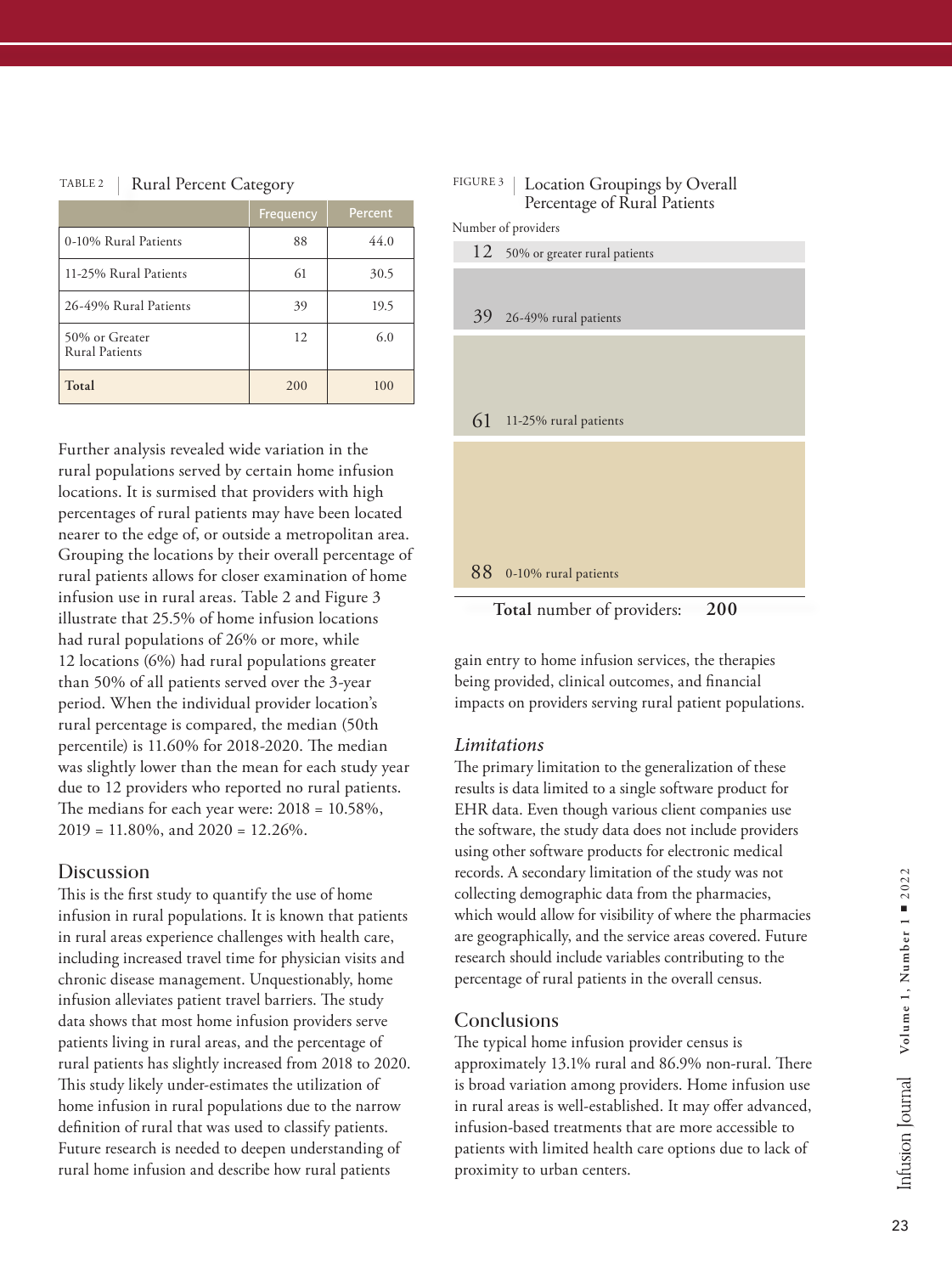TABLE 2 | Rural Percent Category

| | Frequency | Percent |
|---|---|---|
| 0-10% Rural Patients | 88 | 44.0 |
| 11-25% Rural Patients | 61 | 30.5 |
| 26-49% Rural Patients | 39 | 19.5 |
| 50% or Greater Rural Patients | 12 | 6.0 |
| **Total** | 200 | 100 |

Further analysis revealed wide variation in the rural populations served by certain home infusion locations. It is surmised that providers with high percentages of rural patients may have been located nearer to the edge of, or outside a metropolitan area. Grouping the locations by their overall percentage of rural patients allows for closer examination of home infusion use in rural areas. Table 2 and Figure 3 illustrate that 25.5% of home infusion locations had rural populations of 26% or more, while 12 locations (6%) had rural populations greater than 50% of all patients served over the 3-year period. When the individual provider location's rural percentage is compared, the median (50th percentile) is 11.60% for 2018-2020. The median was slightly lower than the mean for each study year due to 12 providers who reported no rural patients. The medians for each year were: 2018 = 10.58%, 2019 = 11.80%, and 2020 = 12.26%.

FIGURE 3 | Location Groupings by Overall Percentage of Rural Patients

Number of providers

| Number of providers | Grouping |
|---|---|
| 12 | 50% or greater rural patients |
| 39 | 26-49% rural patients |
| 61 | 11-25% rural patients |
| 88 | 0-10% rural patients |

**Total** number of providers: **200**

## Discussion

This is the first study to quantify the use of home infusion in rural populations. It is known that patients in rural areas experience challenges with health care, including increased travel time for physician visits and chronic disease management. Unquestionably, home infusion alleviates patient travel barriers. The study data shows that most home infusion providers serve patients living in rural areas, and the percentage of rural patients has slightly increased from 2018 to 2020. This study likely under-estimates the utilization of home infusion in rural populations due to the narrow definition of rural that was used to classify patients. Future research is needed to deepen understanding of rural home infusion and describe how rural patients gain entry to home infusion services, the therapies being provided, clinical outcomes, and financial impacts on providers serving rural patient populations.

### *Limitations*

The primary limitation to the generalization of these results is data limited to a single software product for EHR data. Even though various client companies use the software, the study data does not include providers using other software products for electronic medical records. A secondary limitation of the study was not collecting demographic data from the pharmacies, which would allow for visibility of where the pharmacies are geographically, and the service areas covered. Future research should include variables contributing to the percentage of rural patients in the overall census.

## Conclusions

The typical home infusion provider census is approximately 13.1% rural and 86.9% non-rural. There is broad variation among providers. Home infusion use in rural areas is well-established. It may offer advanced, infusion-based treatments that are more accessible to patients with limited health care options due to lack of proximity to urban centers.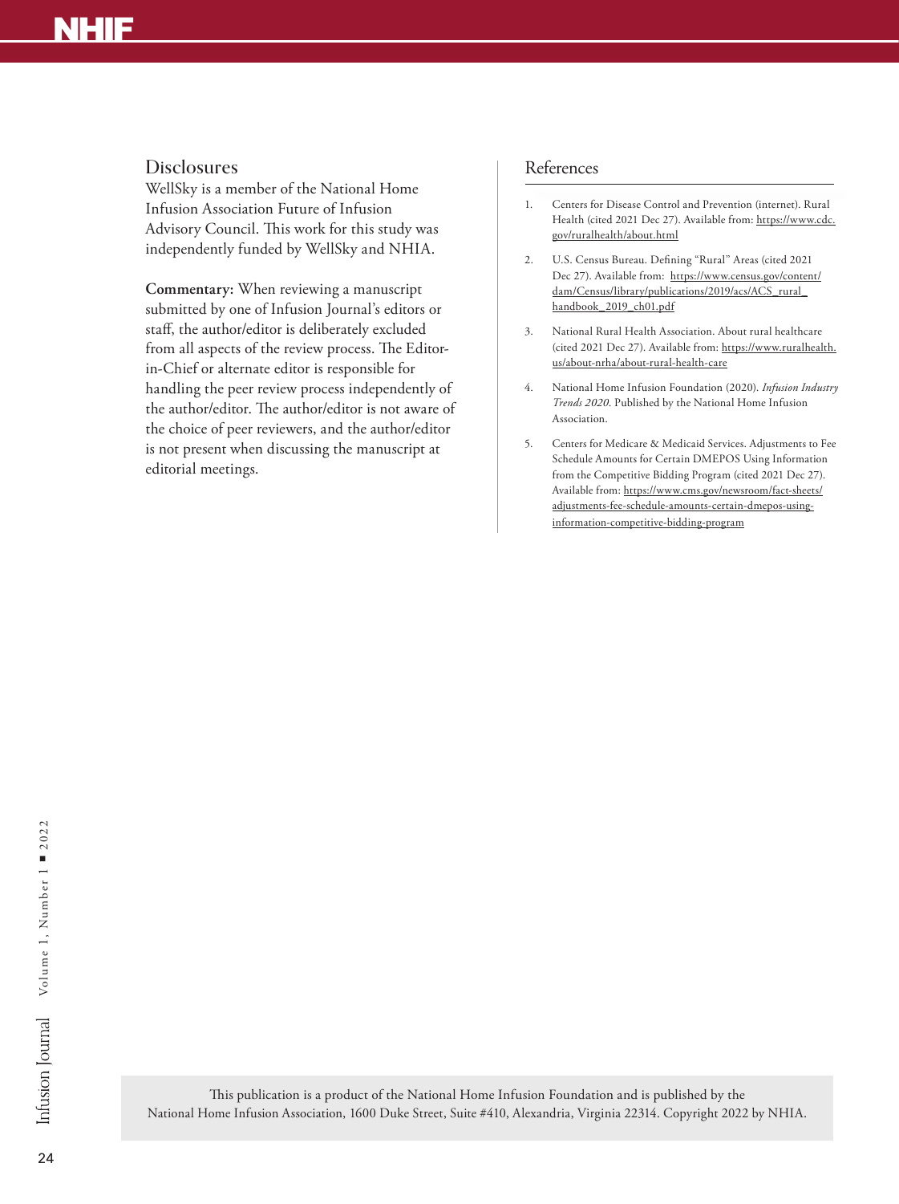## Disclosures

WellSky is a member of the National Home Infusion Association Future of Infusion Advisory Council. This work for this study was independently funded by WellSky and NHIA.

**Commentary:** When reviewing a manuscript submitted by one of Infusion Journal's editors or staff, the author/editor is deliberately excluded from all aspects of the review process. The Editor-in-Chief or alternate editor is responsible for handling the peer review process independently of the author/editor. The author/editor is not aware of the choice of peer reviewers, and the author/editor is not present when discussing the manuscript at editorial meetings.

## References

1. Centers for Disease Control and Prevention (internet). Rural Health (cited 2021 Dec 27). Available from: https://www.cdc.gov/ruralhealth/about.html
2. U.S. Census Bureau. Defining "Rural" Areas (cited 2021 Dec 27). Available from: https://www.census.gov/content/dam/Census/library/publications/2019/acs/ACS_rural_handbook_2019_ch01.pdf
3. National Rural Health Association. About rural healthcare (cited 2021 Dec 27). Available from: https://www.ruralhealth.us/about-nrha/about-rural-health-care
4. National Home Infusion Foundation (2020). *Infusion Industry Trends 2020*. Published by the National Home Infusion Association.
5. Centers for Medicare & Medicaid Services. Adjustments to Fee Schedule Amounts for Certain DMEPOS Using Information from the Competitive Bidding Program (cited 2021 Dec 27). Available from: https://www.cms.gov/newsroom/fact-sheets/adjustments-fee-schedule-amounts-certain-dmepos-using-information-competitive-bidding-program

This publication is a product of the National Home Infusion Foundation and is published by the National Home Infusion Association, 1600 Duke Street, Suite #410, Alexandria, Virginia 22314. Copyright 2022 by NHIA.